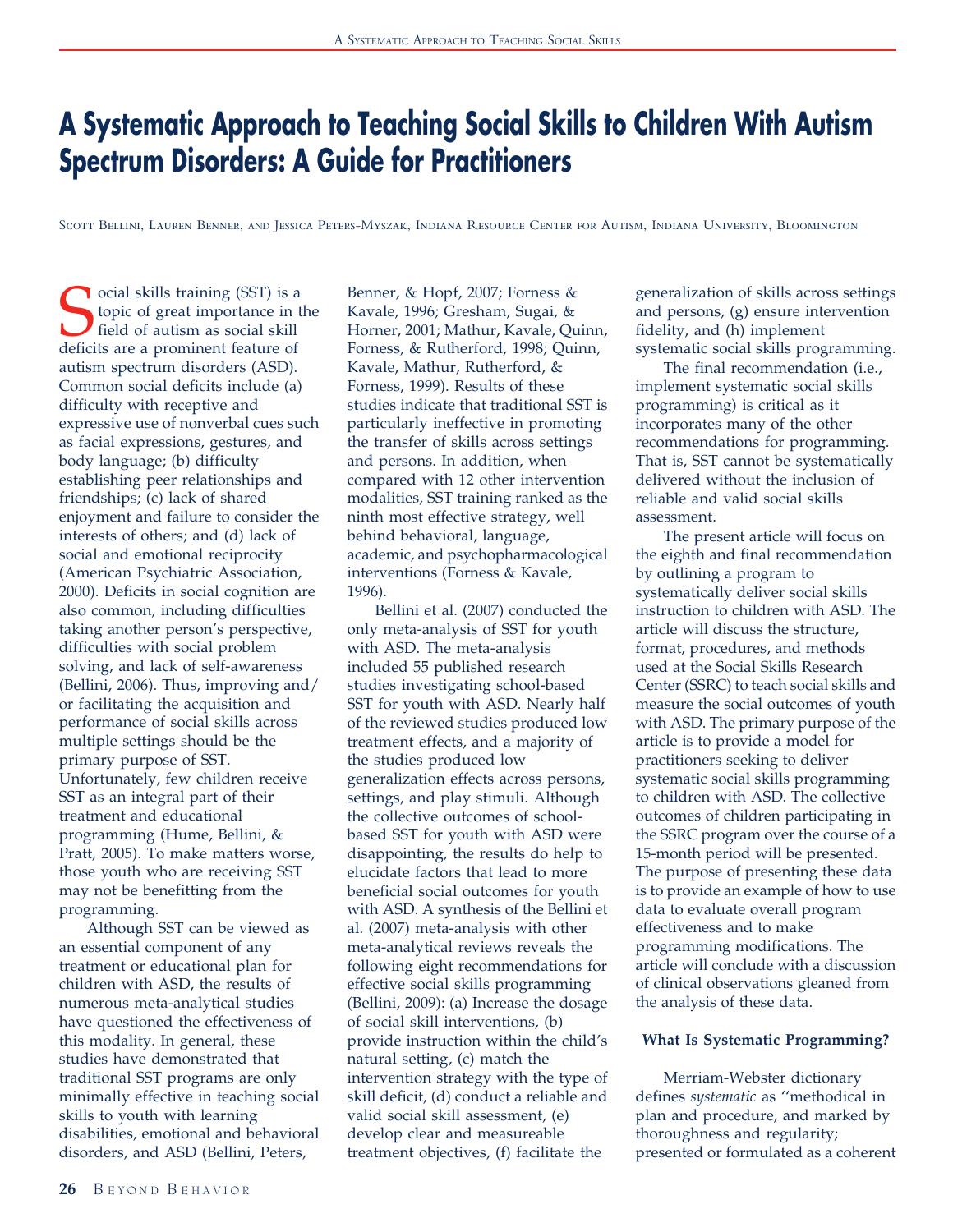# A Systematic Approach to Teaching Social Skills to Children With Autism Spectrum Disorders: A Guide for Practitioners

Scott Bellini, Lauren Benner, and Jessica Peters-Myszak, Indiana Resource Center for Autism, Indiana University, Bloomington

Social skills training (SST) is a topic of great importance in the field of autism as social skill deficits are a prominent feature of autism spectrum disorders (ASD). Common social deficits include (a) difficulty with receptive and expressive use of nonverbal cues such as facial expressions, gestures, and body language; (b) difficulty establishing peer relationships and friendships; (c) lack of shared enjoyment and failure to consider the interests of others; and (d) lack of social and emotional reciprocity (American Psychiatric Association, 2000). Deficits in social cognition are also common, including difficulties taking another person's perspective, difficulties with social problem solving, and lack of self-awareness (Bellini, 2006). Thus, improving and/or facilitating the acquisition and performance of social skills across multiple settings should be the primary purpose of SST. Unfortunately, few children receive SST as an integral part of their treatment and educational programming (Hume, Bellini, & Pratt, 2005). To make matters worse, those youth who are receiving SST may not be benefitting from the programming.

Although SST can be viewed as an essential component of any treatment or educational plan for children with ASD, the results of numerous meta-analytical studies have questioned the effectiveness of this modality. In general, these studies have demonstrated that traditional SST programs are only minimally effective in teaching social skills to youth with learning disabilities, emotional and behavioral disorders, and ASD (Bellini, Peters, Benner, & Hopf, 2007; Forness & Kavale, 1996; Gresham, Sugai, & Horner, 2001; Mathur, Kavale, Quinn, Forness, & Rutherford, 1998; Quinn, Kavale, Mathur, Rutherford, & Forness, 1999). Results of these studies indicate that traditional SST is particularly ineffective in promoting the transfer of skills across settings and persons. In addition, when compared with 12 other intervention modalities, SST training ranked as the ninth most effective strategy, well behind behavioral, language, academic, and psychopharmacological interventions (Forness & Kavale, 1996).

Bellini et al. (2007) conducted the only meta-analysis of SST for youth with ASD. The meta-analysis included 55 published research studies investigating school-based SST for youth with ASD. Nearly half of the reviewed studies produced low treatment effects, and a majority of the studies produced low generalization effects across persons, settings, and play stimuli. Although the collective outcomes of school-based SST for youth with ASD were disappointing, the results do help to elucidate factors that lead to more beneficial social outcomes for youth with ASD. A synthesis of the Bellini et al. (2007) meta-analysis with other meta-analytical reviews reveals the following eight recommendations for effective social skills programming (Bellini, 2009): (a) Increase the dosage of social skill interventions, (b) provide instruction within the child's natural setting, (c) match the intervention strategy with the type of skill deficit, (d) conduct a reliable and valid social skill assessment, (e) develop clear and measureable treatment objectives, (f) facilitate the generalization of skills across settings and persons, (g) ensure intervention fidelity, and (h) implement systematic social skills programming.

The final recommendation (i.e., implement systematic social skills programming) is critical as it incorporates many of the other recommendations for programming. That is, SST cannot be systematically delivered without the inclusion of reliable and valid social skills assessment.

The present article will focus on the eighth and final recommendation by outlining a program to systematically deliver social skills instruction to children with ASD. The article will discuss the structure, format, procedures, and methods used at the Social Skills Research Center (SSRC) to teach social skills and measure the social outcomes of youth with ASD. The primary purpose of the article is to provide a model for practitioners seeking to deliver systematic social skills programming to children with ASD. The collective outcomes of children participating in the SSRC program over the course of a 15-month period will be presented. The purpose of presenting these data is to provide an example of how to use data to evaluate overall program effectiveness and to make programming modifications. The article will conclude with a discussion of clinical observations gleaned from the analysis of these data.

#### What Is Systematic Programming?

Merriam-Webster dictionary defines *systematic* as ''methodical in plan and procedure, and marked by thoroughness and regularity; presented or formulated as a coherent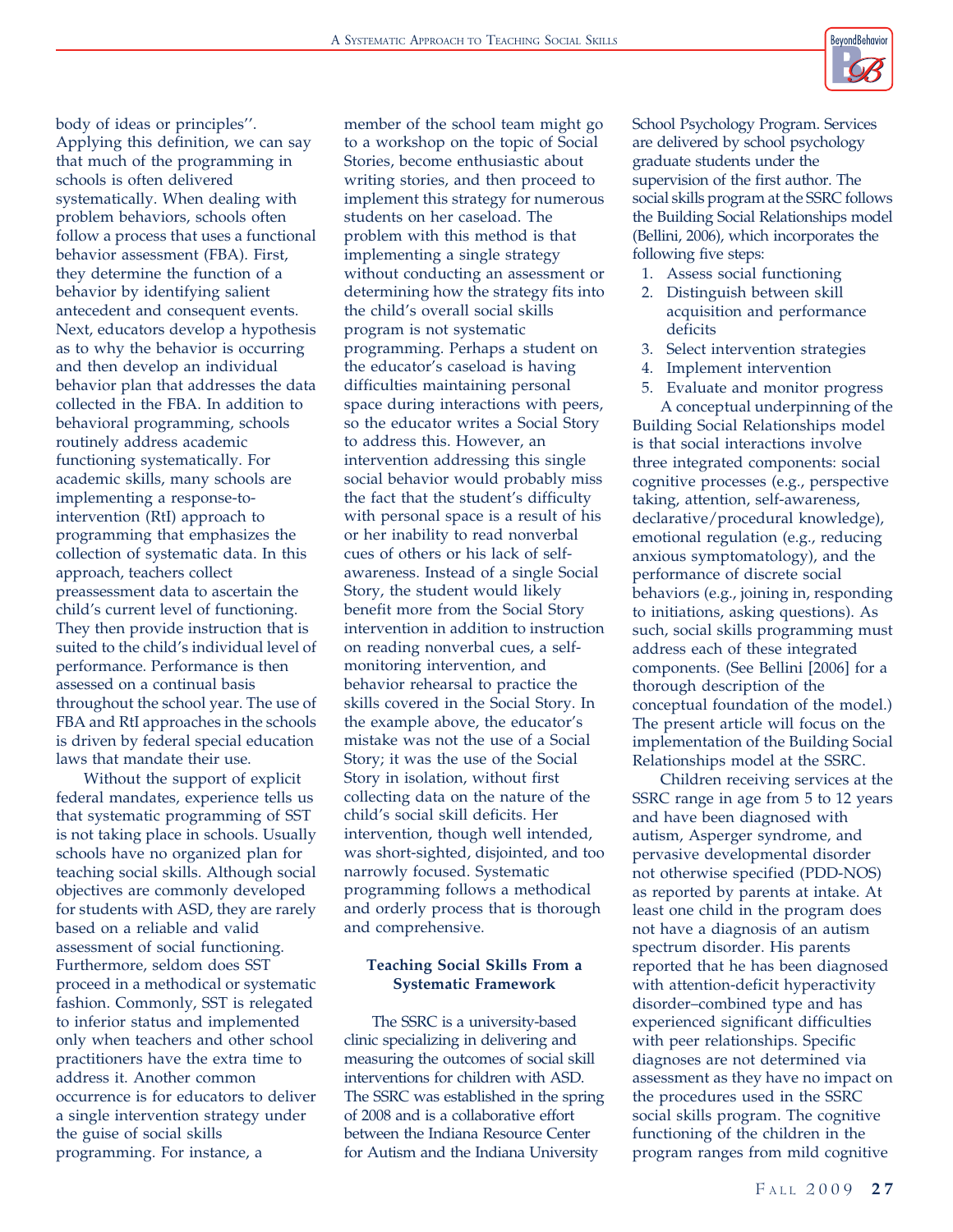body of ideas or principles''. Applying this definition, we can say that much of the programming in schools is often delivered systematically. When dealing with problem behaviors, schools often follow a process that uses a functional behavior assessment (FBA). First, they determine the function of a behavior by identifying salient antecedent and consequent events. Next, educators develop a hypothesis as to why the behavior is occurring and then develop an individual behavior plan that addresses the data collected in the FBA. In addition to behavioral programming, schools routinely address academic functioning systematically. For academic skills, many schools are implementing a response-to-intervention (RtI) approach to programming that emphasizes the collection of systematic data. In this approach, teachers collect preassessment data to ascertain the child's current level of functioning. They then provide instruction that is suited to the child's individual level of performance. Performance is then assessed on a continual basis throughout the school year. The use of FBA and RtI approaches in the schools is driven by federal special education laws that mandate their use.

Without the support of explicit federal mandates, experience tells us that systematic programming of SST is not taking place in schools. Usually schools have no organized plan for teaching social skills. Although social objectives are commonly developed for students with ASD, they are rarely based on a reliable and valid assessment of social functioning. Furthermore, seldom does SST proceed in a methodical or systematic fashion. Commonly, SST is relegated to inferior status and implemented only when teachers and other school practitioners have the extra time to address it. Another common occurrence is for educators to deliver a single intervention strategy under the guise of social skills programming. For instance, a member of the school team might go to a workshop on the topic of Social Stories, become enthusiastic about writing stories, and then proceed to implement this strategy for numerous students on her caseload. The problem with this method is that implementing a single strategy without conducting an assessment or determining how the strategy fits into the child's overall social skills program is not systematic programming. Perhaps a student on the educator's caseload is having difficulties maintaining personal space during interactions with peers, so the educator writes a Social Story to address this. However, an intervention addressing this single social behavior would probably miss the fact that the student's difficulty with personal space is a result of his or her inability to read nonverbal cues of others or his lack of self-awareness. Instead of a single Social Story, the student would likely benefit more from the Social Story intervention in addition to instruction on reading nonverbal cues, a self-monitoring intervention, and behavior rehearsal to practice the skills covered in the Social Story. In the example above, the educator's mistake was not the use of a Social Story; it was the use of the Social Story in isolation, without first collecting data on the nature of the child's social skill deficits. Her intervention, though well intended, was short-sighted, disjointed, and too narrowly focused. Systematic programming follows a methodical and orderly process that is thorough and comprehensive.

## Teaching Social Skills From a Systematic Framework

The SSRC is a university-based clinic specializing in delivering and measuring the outcomes of social skill interventions for children with ASD. The SSRC was established in the spring of 2008 and is a collaborative effort between the Indiana Resource Center for Autism and the Indiana University School Psychology Program. Services are delivered by school psychology graduate students under the supervision of the first author. The social skills program at the SSRC follows the Building Social Relationships model (Bellini, 2006), which incorporates the following five steps:

1. Assess social functioning
2. Distinguish between skill acquisition and performance deficits
3. Select intervention strategies
4. Implement intervention
5. Evaluate and monitor progress

A conceptual underpinning of the Building Social Relationships model is that social interactions involve three integrated components: social cognitive processes (e.g., perspective taking, attention, self-awareness, declarative/procedural knowledge), emotional regulation (e.g., reducing anxious symptomatology), and the performance of discrete social behaviors (e.g., joining in, responding to initiations, asking questions). As such, social skills programming must address each of these integrated components. (See Bellini [2006] for a thorough description of the conceptual foundation of the model.) The present article will focus on the implementation of the Building Social Relationships model at the SSRC.

Children receiving services at the SSRC range in age from 5 to 12 years and have been diagnosed with autism, Asperger syndrome, and pervasive developmental disorder not otherwise specified (PDD-NOS) as reported by parents at intake. At least one child in the program does not have a diagnosis of an autism spectrum disorder. His parents reported that he has been diagnosed with attention-deficit hyperactivity disorder–combined type and has experienced significant difficulties with peer relationships. Specific diagnoses are not determined via assessment as they have no impact on the procedures used in the SSRC social skills program. The cognitive functioning of the children in the program ranges from mild cognitive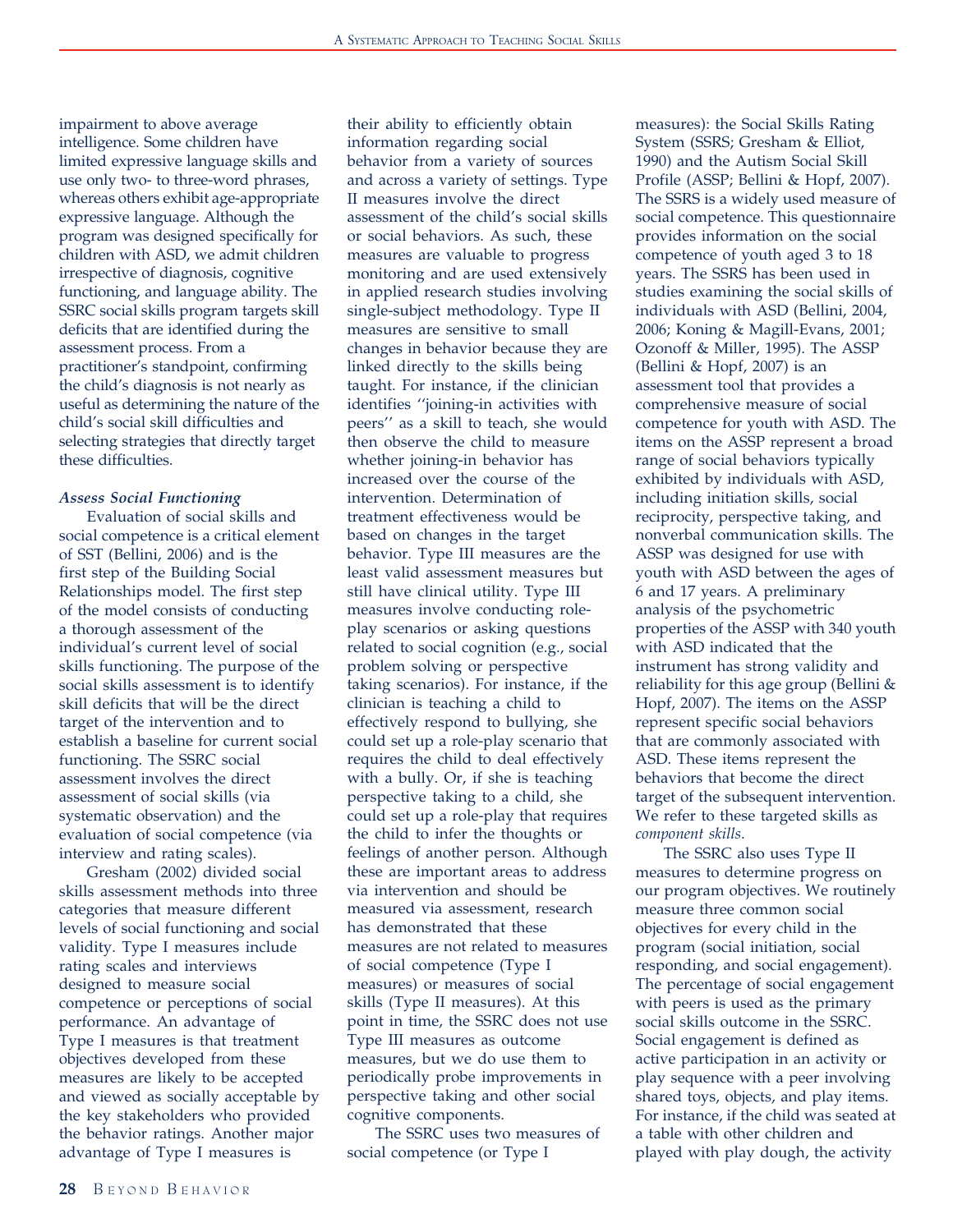impairment to above average intelligence. Some children have limited expressive language skills and use only two- to three-word phrases, whereas others exhibit age-appropriate expressive language. Although the program was designed specifically for children with ASD, we admit children irrespective of diagnosis, cognitive functioning, and language ability. The SSRC social skills program targets skill deficits that are identified during the assessment process. From a practitioner's standpoint, confirming the child's diagnosis is not nearly as useful as determining the nature of the child's social skill difficulties and selecting strategies that directly target these difficulties.

***Assess Social Functioning***

Evaluation of social skills and social competence is a critical element of SST (Bellini, 2006) and is the first step of the Building Social Relationships model. The first step of the model consists of conducting a thorough assessment of the individual's current level of social skills functioning. The purpose of the social skills assessment is to identify skill deficits that will be the direct target of the intervention and to establish a baseline for current social functioning. The SSRC social assessment involves the direct assessment of social skills (via systematic observation) and the evaluation of social competence (via interview and rating scales).

Gresham (2002) divided social skills assessment methods into three categories that measure different levels of social functioning and social validity. Type I measures include rating scales and interviews designed to measure social competence or perceptions of social performance. An advantage of Type I measures is that treatment objectives developed from these measures are likely to be accepted and viewed as socially acceptable by the key stakeholders who provided the behavior ratings. Another major advantage of Type I measures is their ability to efficiently obtain information regarding social behavior from a variety of sources and across a variety of settings. Type II measures involve the direct assessment of the child's social skills or social behaviors. As such, these measures are valuable to progress monitoring and are used extensively in applied research studies involving single-subject methodology. Type II measures are sensitive to small changes in behavior because they are linked directly to the skills being taught. For instance, if the clinician identifies ''joining-in activities with peers'' as a skill to teach, she would then observe the child to measure whether joining-in behavior has increased over the course of the intervention. Determination of treatment effectiveness would be based on changes in the target behavior. Type III measures are the least valid assessment measures but still have clinical utility. Type III measures involve conducting role-play scenarios or asking questions related to social cognition (e.g., social problem solving or perspective taking scenarios). For instance, if the clinician is teaching a child to effectively respond to bullying, she could set up a role-play scenario that requires the child to deal effectively with a bully. Or, if she is teaching perspective taking to a child, she could set up a role-play that requires the child to infer the thoughts or feelings of another person. Although these are important areas to address via intervention and should be measured via assessment, research has demonstrated that these measures are not related to measures of social competence (Type I measures) or measures of social skills (Type II measures). At this point in time, the SSRC does not use Type III measures as outcome measures, but we do use them to periodically probe improvements in perspective taking and other social cognitive components.

The SSRC uses two measures of social competence (or Type I measures): the Social Skills Rating System (SSRS; Gresham & Elliot, 1990) and the Autism Social Skill Profile (ASSP; Bellini & Hopf, 2007). The SSRS is a widely used measure of social competence. This questionnaire provides information on the social competence of youth aged 3 to 18 years. The SSRS has been used in studies examining the social skills of individuals with ASD (Bellini, 2004, 2006; Koning & Magill-Evans, 2001; Ozonoff & Miller, 1995). The ASSP (Bellini & Hopf, 2007) is an assessment tool that provides a comprehensive measure of social competence for youth with ASD. The items on the ASSP represent a broad range of social behaviors typically exhibited by individuals with ASD, including initiation skills, social reciprocity, perspective taking, and nonverbal communication skills. The ASSP was designed for use with youth with ASD between the ages of 6 and 17 years. A preliminary analysis of the psychometric properties of the ASSP with 340 youth with ASD indicated that the instrument has strong validity and reliability for this age group (Bellini & Hopf, 2007). The items on the ASSP represent specific social behaviors that are commonly associated with ASD. These items represent the behaviors that become the direct target of the subsequent intervention. We refer to these targeted skills as *component skills*.

The SSRC also uses Type II measures to determine progress on our program objectives. We routinely measure three common social objectives for every child in the program (social initiation, social responding, and social engagement). The percentage of social engagement with peers is used as the primary social skills outcome in the SSRC. Social engagement is defined as active participation in an activity or play sequence with a peer involving shared toys, objects, and play items. For instance, if the child was seated at a table with other children and played with play dough, the activity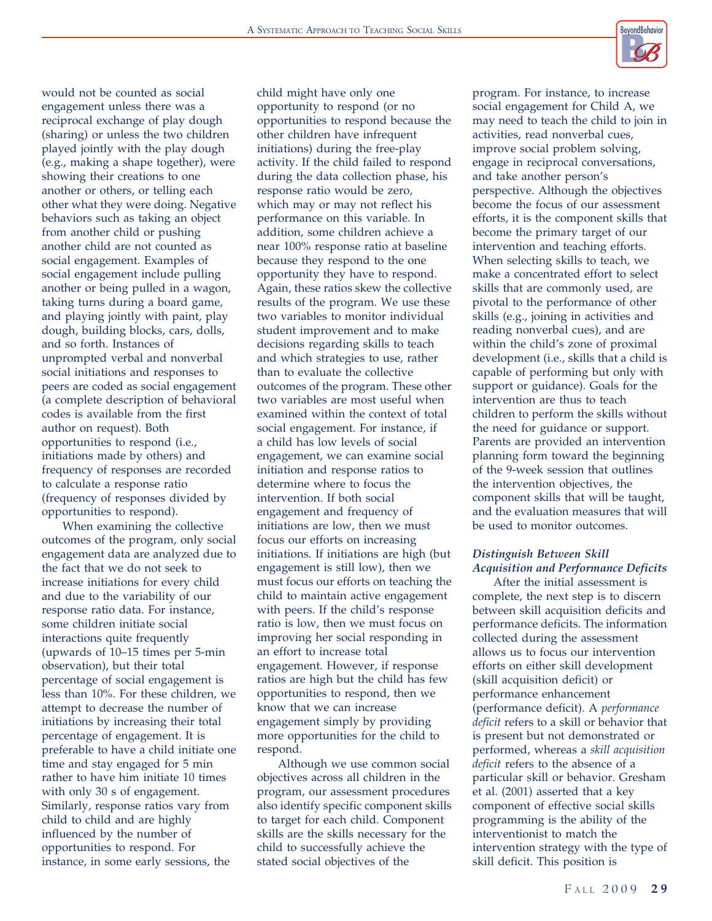would not be counted as social engagement unless there was a reciprocal exchange of play dough (sharing) or unless the two children played jointly with the play dough (e.g., making a shape together), were showing their creations to one another or others, or telling each other what they were doing. Negative behaviors such as taking an object from another child or pushing another child are not counted as social engagement. Examples of social engagement include pulling another or being pulled in a wagon, taking turns during a board game, and playing jointly with paint, play dough, building blocks, cars, dolls, and so forth. Instances of unprompted verbal and nonverbal social initiations and responses to peers are coded as social engagement (a complete description of behavioral codes is available from the first author on request). Both opportunities to respond (i.e., initiations made by others) and frequency of responses are recorded to calculate a response ratio (frequency of responses divided by opportunities to respond).

When examining the collective outcomes of the program, only social engagement data are analyzed due to the fact that we do not seek to increase initiations for every child and due to the variability of our response ratio data. For instance, some children initiate social interactions quite frequently (upwards of 10–15 times per 5-min observation), but their total percentage of social engagement is less than 10%. For these children, we attempt to decrease the number of initiations by increasing their total percentage of engagement. It is preferable to have a child initiate one time and stay engaged for 5 min rather to have him initiate 10 times with only 30 s of engagement. Similarly, response ratios vary from child to child and are highly influenced by the number of opportunities to respond. For instance, in some early sessions, the child might have only one opportunity to respond (or no opportunities to respond because the other children have infrequent initiations) during the free-play activity. If the child failed to respond during the data collection phase, his response ratio would be zero, which may or may not reflect his performance on this variable. In addition, some children achieve a near 100% response ratio at baseline because they respond to the one opportunity they have to respond. Again, these ratios skew the collective results of the program. We use these two variables to monitor individual student improvement and to make decisions regarding skills to teach and which strategies to use, rather than to evaluate the collective outcomes of the program. These other two variables are most useful when examined within the context of total social engagement. For instance, if a child has low levels of social engagement, we can examine social initiation and response ratios to determine where to focus the intervention. If both social engagement and frequency of initiations are low, then we must focus our efforts on increasing initiations. If initiations are high (but engagement is still low), then we must focus our efforts on teaching the child to maintain active engagement with peers. If the child's response ratio is low, then we must focus on improving her social responding in an effort to increase total engagement. However, if response ratios are high but the child has few opportunities to respond, then we know that we can increase engagement simply by providing more opportunities for the child to respond.

Although we use common social objectives across all children in the program, our assessment procedures also identify specific component skills to target for each child. Component skills are the skills necessary for the child to successfully achieve the stated social objectives of the program. For instance, to increase social engagement for Child A, we may need to teach the child to join in activities, read nonverbal cues, improve social problem solving, engage in reciprocal conversations, and take another person's perspective. Although the objectives become the focus of our assessment efforts, it is the component skills that become the primary target of our intervention and teaching efforts. When selecting skills to teach, we make a concentrated effort to select skills that are commonly used, are pivotal to the performance of other skills (e.g., joining in activities and reading nonverbal cues), and are within the child's zone of proximal development (i.e., skills that a child is capable of performing but only with support or guidance). Goals for the intervention are thus to teach children to perform the skills without the need for guidance or support. Parents are provided an intervention planning form toward the beginning of the 9-week session that outlines the intervention objectives, the component skills that will be taught, and the evaluation measures that will be used to monitor outcomes.

### *Distinguish Between Skill Acquisition and Performance Deficits*

After the initial assessment is complete, the next step is to discern between skill acquisition deficits and performance deficits. The information collected during the assessment allows us to focus our intervention efforts on either skill development (skill acquisition deficit) or performance enhancement (performance deficit). A *performance deficit* refers to a skill or behavior that is present but not demonstrated or performed, whereas a *skill acquisition deficit* refers to the absence of a particular skill or behavior. Gresham et al. (2001) asserted that a key component of effective social skills programming is the ability of the interventionist to match the intervention strategy with the type of skill deficit. This position is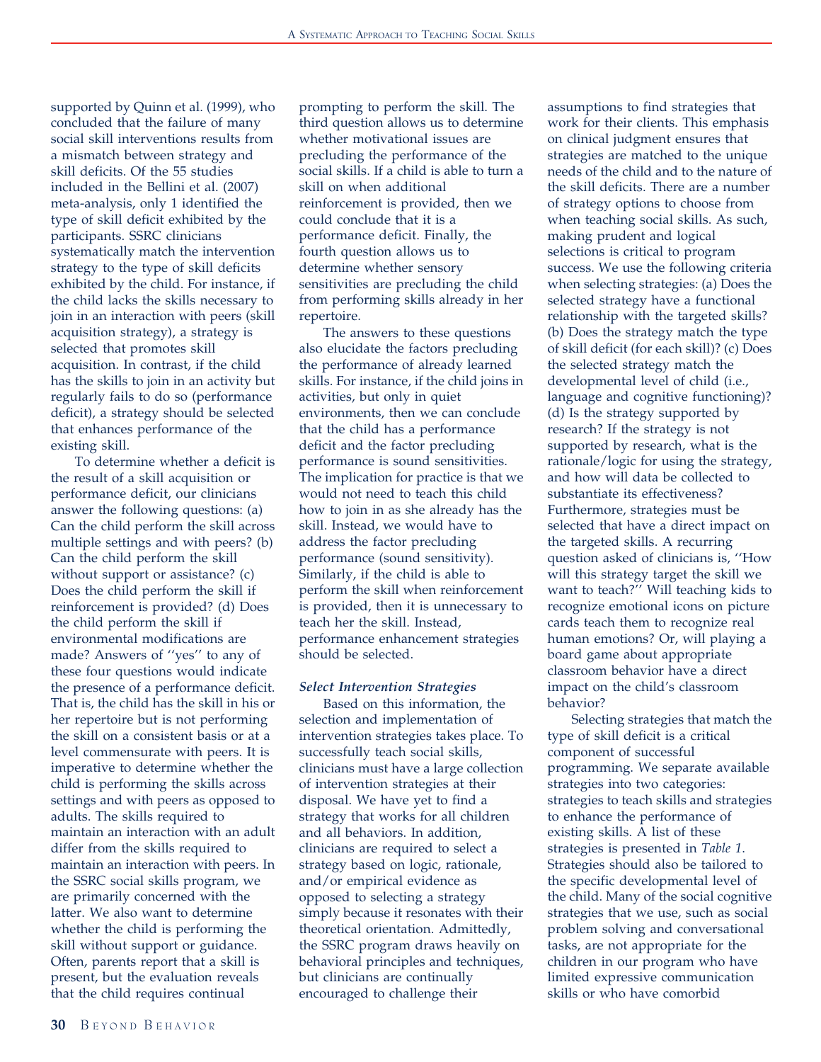supported by Quinn et al. (1999), who concluded that the failure of many social skill interventions results from a mismatch between strategy and skill deficits. Of the 55 studies included in the Bellini et al. (2007) meta-analysis, only 1 identified the type of skill deficit exhibited by the participants. SSRC clinicians systematically match the intervention strategy to the type of skill deficits exhibited by the child. For instance, if the child lacks the skills necessary to join in an interaction with peers (skill acquisition strategy), a strategy is selected that promotes skill acquisition. In contrast, if the child has the skills to join in an activity but regularly fails to do so (performance deficit), a strategy should be selected that enhances performance of the existing skill.

To determine whether a deficit is the result of a skill acquisition or performance deficit, our clinicians answer the following questions: (a) Can the child perform the skill across multiple settings and with peers? (b) Can the child perform the skill without support or assistance? (c) Does the child perform the skill if reinforcement is provided? (d) Does the child perform the skill if environmental modifications are made? Answers of ''yes'' to any of these four questions would indicate the presence of a performance deficit. That is, the child has the skill in his or her repertoire but is not performing the skill on a consistent basis or at a level commensurate with peers. It is imperative to determine whether the child is performing the skills across settings and with peers as opposed to adults. The skills required to maintain an interaction with an adult differ from the skills required to maintain an interaction with peers. In the SSRC social skills program, we are primarily concerned with the latter. We also want to determine whether the child is performing the skill without support or guidance. Often, parents report that a skill is present, but the evaluation reveals that the child requires continual prompting to perform the skill. The third question allows us to determine whether motivational issues are precluding the performance of the social skills. If a child is able to turn a skill on when additional reinforcement is provided, then we could conclude that it is a performance deficit. Finally, the fourth question allows us to determine whether sensory sensitivities are precluding the child from performing skills already in her repertoire.

The answers to these questions also elucidate the factors precluding the performance of already learned skills. For instance, if the child joins in activities, but only in quiet environments, then we can conclude that the child has a performance deficit and the factor precluding performance is sound sensitivities. The implication for practice is that we would not need to teach this child how to join in as she already has the skill. Instead, we would have to address the factor precluding performance (sound sensitivity). Similarly, if the child is able to perform the skill when reinforcement is provided, then it is unnecessary to teach her the skill. Instead, performance enhancement strategies should be selected.

***Select Intervention Strategies***

Based on this information, the selection and implementation of intervention strategies takes place. To successfully teach social skills, clinicians must have a large collection of intervention strategies at their disposal. We have yet to find a strategy that works for all children and all behaviors. In addition, clinicians are required to select a strategy based on logic, rationale, and/or empirical evidence as opposed to selecting a strategy simply because it resonates with their theoretical orientation. Admittedly, the SSRC program draws heavily on behavioral principles and techniques, but clinicians are continually encouraged to challenge their assumptions to find strategies that work for their clients. This emphasis on clinical judgment ensures that strategies are matched to the unique needs of the child and to the nature of the skill deficits. There are a number of strategy options to choose from when teaching social skills. As such, making prudent and logical selections is critical to program success. We use the following criteria when selecting strategies: (a) Does the selected strategy have a functional relationship with the targeted skills? (b) Does the strategy match the type of skill deficit (for each skill)? (c) Does the selected strategy match the developmental level of child (i.e., language and cognitive functioning)? (d) Is the strategy supported by research? If the strategy is not supported by research, what is the rationale/logic for using the strategy, and how will data be collected to substantiate its effectiveness? Furthermore, strategies must be selected that have a direct impact on the targeted skills. A recurring question asked of clinicians is, ''How will this strategy target the skill we want to teach?'' Will teaching kids to recognize emotional icons on picture cards teach them to recognize real human emotions? Or, will playing a board game about appropriate classroom behavior have a direct impact on the child's classroom behavior?

Selecting strategies that match the type of skill deficit is a critical component of successful programming. We separate available strategies into two categories: strategies to teach skills and strategies to enhance the performance of existing skills. A list of these strategies is presented in *Table 1*. Strategies should also be tailored to the specific developmental level of the child. Many of the social cognitive strategies that we use, such as social problem solving and conversational tasks, are not appropriate for the children in our program who have limited expressive communication skills or who have comorbid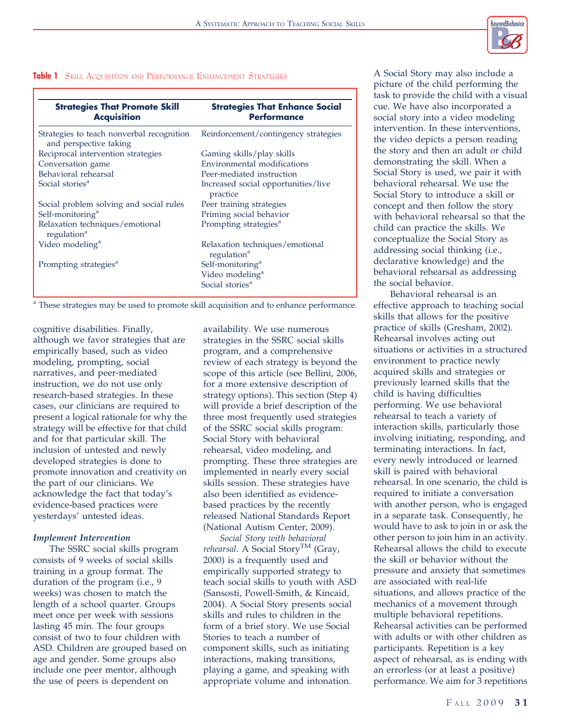**Table 1** Skill Acquisition and Performance Enhancement Strategies

| Strategies That Promote Skill Acquisition | Strategies That Enhance Social Performance |
|---|---|
| Strategies to teach nonverbal recognition and perspective taking | Reinforcement/contingency strategies |
| Reciprocal intervention strategies | Gaming skills/play skills |
| Conversation game | Environmental modifications |
| Behavioral rehearsal | Peer-mediated instruction |
| Social stories[a] | Increased social opportunities/live practice |
| Social problem solving and social rules | Peer training strategies |
| Self-monitoring[a] | Priming social behavior |
| Relaxation techniques/emotional regulation[a] | Prompting strategies[a] |
| Video modeling[a] | Relaxation techniques/emotional regulation[a] |
| Prompting strategies[a] | Self-monitoring[a] |
| | Video modeling[a] |
| | Social stories[a] |

[a] These strategies may be used to promote skill acquisition and to enhance performance.

cognitive disabilities. Finally, although we favor strategies that are empirically based, such as video modeling, prompting, social narratives, and peer-mediated instruction, we do not use only research-based strategies. In these cases, our clinicians are required to present a logical rationale for why the strategy will be effective for that child and for that particular skill. The inclusion of untested and newly developed strategies is done to promote innovation and creativity on the part of our clinicians. We acknowledge the fact that today's evidence-based practices were yesterdays' untested ideas.

### *Implement Intervention*

The SSRC social skills program consists of 9 weeks of social skills training in a group format. The duration of the program (i.e., 9 weeks) was chosen to match the length of a school quarter. Groups meet once per week with sessions lasting 45 min. The four groups consist of two to four children with ASD. Children are grouped based on age and gender. Some groups also include one peer mentor, although the use of peers is dependent on availability. We use numerous strategies in the SSRC social skills program, and a comprehensive review of each strategy is beyond the scope of this article (see Bellini, 2006, for a more extensive description of strategy options). This section (Step 4) will provide a brief description of the three most frequently used strategies of the SSRC social skills program: Social Story with behavioral rehearsal, video modeling, and prompting. These three strategies are implemented in nearly every social skills session. These strategies have also been identified as evidence-based practices by the recently released National Standards Report (National Autism Center, 2009).

*Social Story with behavioral rehearsal*. A Social Story™ (Gray, 2000) is a frequently used and empirically supported strategy to teach social skills to youth with ASD (Sansosti, Powell-Smith, & Kincaid, 2004). A Social Story presents social skills and rules to children in the form of a brief story. We use Social Stories to teach a number of component skills, such as initiating interactions, making transitions, playing a game, and speaking with appropriate volume and intonation. A Social Story may also include a picture of the child performing the task to provide the child with a visual cue. We have also incorporated a social story into a video modeling intervention. In these interventions, the video depicts a person reading the story and then an adult or child demonstrating the skill. When a Social Story is used, we pair it with behavioral rehearsal. We use the Social Story to introduce a skill or concept and then follow the story with behavioral rehearsal so that the child can practice the skills. We conceptualize the Social Story as addressing social thinking (i.e., declarative knowledge) and the behavioral rehearsal as addressing the social behavior.

Behavioral rehearsal is an effective approach to teaching social skills that allows for the positive practice of skills (Gresham, 2002). Rehearsal involves acting out situations or activities in a structured environment to practice newly acquired skills and strategies or previously learned skills that the child is having difficulties performing. We use behavioral rehearsal to teach a variety of interaction skills, particularly those involving initiating, responding, and terminating interactions. In fact, every newly introduced or learned skill is paired with behavioral rehearsal. In one scenario, the child is required to initiate a conversation with another person, who is engaged in a separate task. Consequently, he would have to ask to join in or ask the other person to join him in an activity. Rehearsal allows the child to execute the skill or behavior without the pressure and anxiety that sometimes are associated with real-life situations, and allows practice of the mechanics of a movement through multiple behavioral repetitions. Rehearsal activities can be performed with adults or with other children as participants. Repetition is a key aspect of rehearsal, as is ending with an errorless (or at least a positive) performance. We aim for 3 repetitions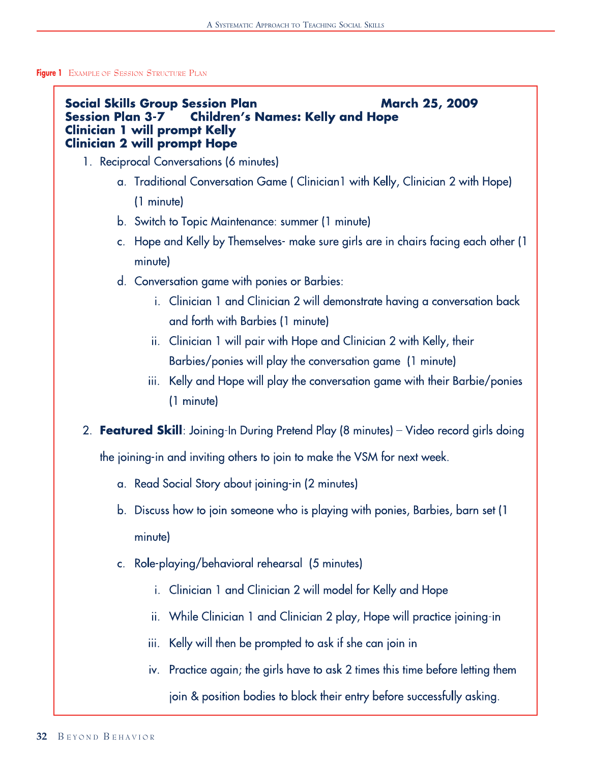**Figure 1** Example of Session Structure Plan

**Social Skills Group Session Plan** **March 25, 2009**
**Session Plan 3-7** **Children's Names: Kelly and Hope**
**Clinician 1 will prompt Kelly**
**Clinician 2 will prompt Hope**

1. Reciprocal Conversations (6 minutes)
   a. Traditional Conversation Game ( Clinician1 with Kelly, Clinician 2 with Hope) (1 minute)
   b. Switch to Topic Maintenance: summer (1 minute)
   c. Hope and Kelly by Themselves- make sure girls are in chairs facing each other (1 minute)
   d. Conversation game with ponies or Barbies:
      i. Clinician 1 and Clinician 2 will demonstrate having a conversation back and forth with Barbies (1 minute)
      ii. Clinician 1 will pair with Hope and Clinician 2 with Kelly, their Barbies/ponies will play the conversation game (1 minute)
      iii. Kelly and Hope will play the conversation game with their Barbie/ponies (1 minute)

2. **Featured Skill**: Joining-In During Pretend Play (8 minutes) – Video record girls doing the joining-in and inviting others to join to make the VSM for next week.
   a. Read Social Story about joining-in (2 minutes)
   b. Discuss how to join someone who is playing with ponies, Barbies, barn set (1 minute)
   c. Role-playing/behavioral rehearsal (5 minutes)
      i. Clinician 1 and Clinician 2 will model for Kelly and Hope
      ii. While Clinician 1 and Clinician 2 play, Hope will practice joining-in
      iii. Kelly will then be prompted to ask if she can join in
      iv. Practice again; the girls have to ask 2 times this time before letting them join & position bodies to block their entry before successfully asking.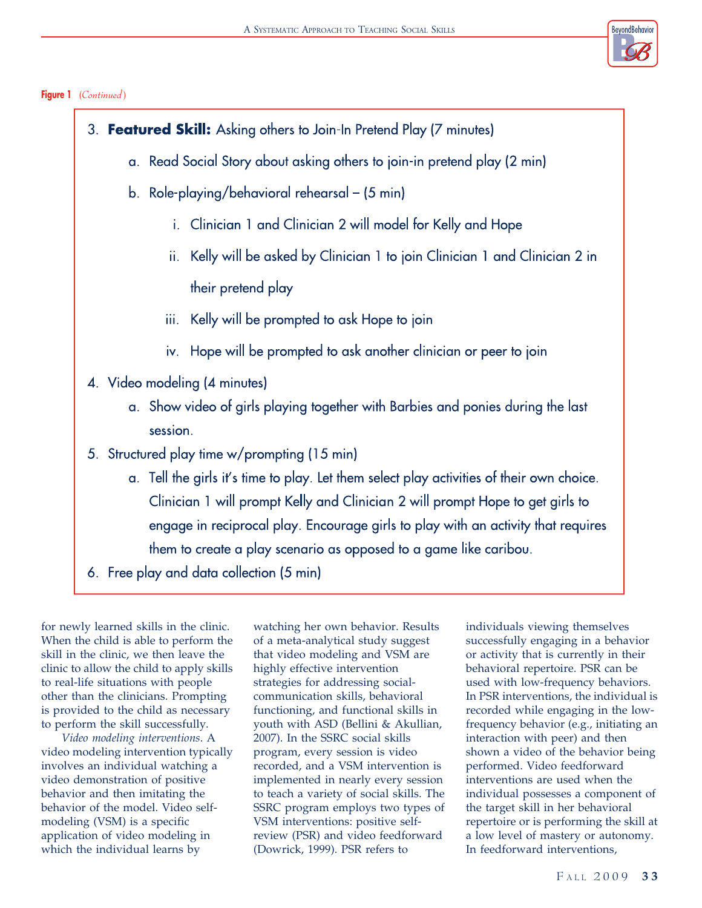**Figure 1** (*Continued*)

3. **Featured Skill:** Asking others to Join-In Pretend Play (7 minutes)
    a. Read Social Story about asking others to join-in pretend play (2 min)
    b. Role-playing/behavioral rehearsal – (5 min)
        i. Clinician 1 and Clinician 2 will model for Kelly and Hope
        ii. Kelly will be asked by Clinician 1 to join Clinician 1 and Clinician 2 in their pretend play
        iii. Kelly will be prompted to ask Hope to join
        iv. Hope will be prompted to ask another clinician or peer to join
4. Video modeling (4 minutes)
    a. Show video of girls playing together with Barbies and ponies during the last session.
5. Structured play time w/prompting (15 min)
    a. Tell the girls it's time to play. Let them select play activities of their own choice. Clinician 1 will prompt Kelly and Clinician 2 will prompt Hope to get girls to engage in reciprocal play. Encourage girls to play with an activity that requires them to create a play scenario as opposed to a game like caribou.
6. Free play and data collection (5 min)

for newly learned skills in the clinic. When the child is able to perform the skill in the clinic, we then leave the clinic to allow the child to apply skills to real-life situations with people other than the clinicians. Prompting is provided to the child as necessary to perform the skill successfully.

*Video modeling interventions*. A video modeling intervention typically involves an individual watching a video demonstration of positive behavior and then imitating the behavior of the model. Video self-modeling (VSM) is a specific application of video modeling in which the individual learns by watching her own behavior. Results of a meta-analytical study suggest that video modeling and VSM are highly effective intervention strategies for addressing social-communication skills, behavioral functioning, and functional skills in youth with ASD (Bellini & Akullian, 2007). In the SSRC social skills program, every session is video recorded, and a VSM intervention is implemented in nearly every session to teach a variety of social skills. The SSRC program employs two types of VSM interventions: positive self-review (PSR) and video feedforward (Dowrick, 1999). PSR refers to individuals viewing themselves successfully engaging in a behavior or activity that is currently in their behavioral repertoire. PSR can be used with low-frequency behaviors. In PSR interventions, the individual is recorded while engaging in the low-frequency behavior (e.g., initiating an interaction with peer) and then shown a video of the behavior being performed. Video feedforward interventions are used when the individual possesses a component of the target skill in her behavioral repertoire or is performing the skill at a low level of mastery or autonomy. In feedforward interventions,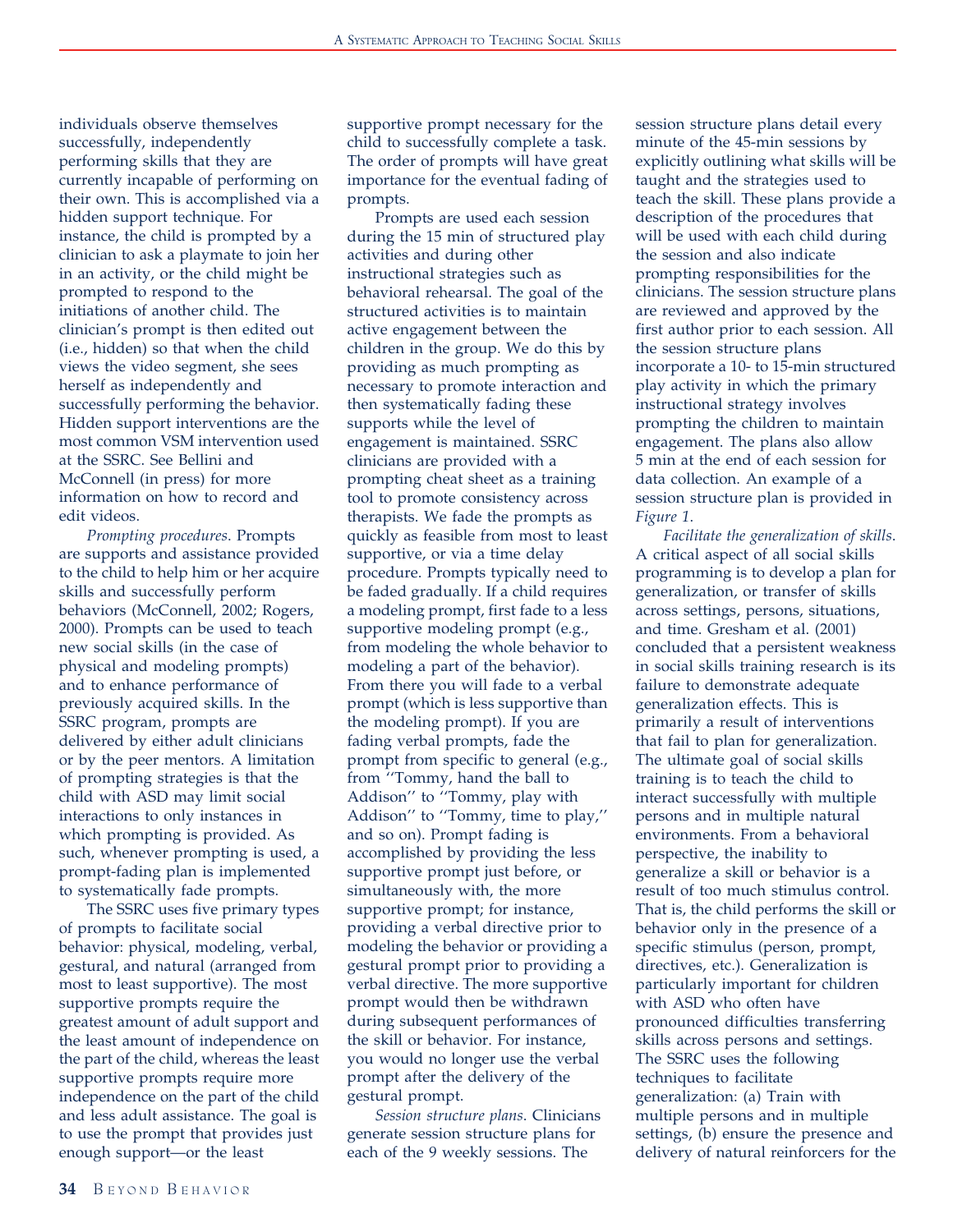individuals observe themselves successfully, independently performing skills that they are currently incapable of performing on their own. This is accomplished via a hidden support technique. For instance, the child is prompted by a clinician to ask a playmate to join her in an activity, or the child might be prompted to respond to the initiations of another child. The clinician's prompt is then edited out (i.e., hidden) so that when the child views the video segment, she sees herself as independently and successfully performing the behavior. Hidden support interventions are the most common VSM intervention used at the SSRC. See Bellini and McConnell (in press) for more information on how to record and edit videos.

*Prompting procedures.* Prompts are supports and assistance provided to the child to help him or her acquire skills and successfully perform behaviors (McConnell, 2002; Rogers, 2000). Prompts can be used to teach new social skills (in the case of physical and modeling prompts) and to enhance performance of previously acquired skills. In the SSRC program, prompts are delivered by either adult clinicians or by the peer mentors. A limitation of prompting strategies is that the child with ASD may limit social interactions to only instances in which prompting is provided. As such, whenever prompting is used, a prompt-fading plan is implemented to systematically fade prompts.

The SSRC uses five primary types of prompts to facilitate social behavior: physical, modeling, verbal, gestural, and natural (arranged from most to least supportive). The most supportive prompts require the greatest amount of adult support and the least amount of independence on the part of the child, whereas the least supportive prompts require more independence on the part of the child and less adult assistance. The goal is to use the prompt that provides just enough support—or the least supportive prompt necessary for the child to successfully complete a task. The order of prompts will have great importance for the eventual fading of prompts.

Prompts are used each session during the 15 min of structured play activities and during other instructional strategies such as behavioral rehearsal. The goal of the structured activities is to maintain active engagement between the children in the group. We do this by providing as much prompting as necessary to promote interaction and then systematically fading these supports while the level of engagement is maintained. SSRC clinicians are provided with a prompting cheat sheet as a training tool to promote consistency across therapists. We fade the prompts as quickly as feasible from most to least supportive, or via a time delay procedure. Prompts typically need to be faded gradually. If a child requires a modeling prompt, first fade to a less supportive modeling prompt (e.g., from modeling the whole behavior to modeling a part of the behavior). From there you will fade to a verbal prompt (which is less supportive than the modeling prompt). If you are fading verbal prompts, fade the prompt from specific to general (e.g., from ''Tommy, hand the ball to Addison'' to ''Tommy, play with Addison'' to ''Tommy, time to play,'' and so on). Prompt fading is accomplished by providing the less supportive prompt just before, or simultaneously with, the more supportive prompt; for instance, providing a verbal directive prior to modeling the behavior or providing a gestural prompt prior to providing a verbal directive. The more supportive prompt would then be withdrawn during subsequent performances of the skill or behavior. For instance, you would no longer use the verbal prompt after the delivery of the gestural prompt.

*Session structure plans.* Clinicians generate session structure plans for each of the 9 weekly sessions. The session structure plans detail every minute of the 45-min sessions by explicitly outlining what skills will be taught and the strategies used to teach the skill. These plans provide a description of the procedures that will be used with each child during the session and also indicate prompting responsibilities for the clinicians. The session structure plans are reviewed and approved by the first author prior to each session. All the session structure plans incorporate a 10- to 15-min structured play activity in which the primary instructional strategy involves prompting the children to maintain engagement. The plans also allow 5 min at the end of each session for data collection. An example of a session structure plan is provided in *Figure 1*.

*Facilitate the generalization of skills.* A critical aspect of all social skills programming is to develop a plan for generalization, or transfer of skills across settings, persons, situations, and time. Gresham et al. (2001) concluded that a persistent weakness in social skills training research is its failure to demonstrate adequate generalization effects. This is primarily a result of interventions that fail to plan for generalization. The ultimate goal of social skills training is to teach the child to interact successfully with multiple persons and in multiple natural environments. From a behavioral perspective, the inability to generalize a skill or behavior is a result of too much stimulus control. That is, the child performs the skill or behavior only in the presence of a specific stimulus (person, prompt, directives, etc.). Generalization is particularly important for children with ASD who often have pronounced difficulties transferring skills across persons and settings. The SSRC uses the following techniques to facilitate generalization: (a) Train with multiple persons and in multiple settings, (b) ensure the presence and delivery of natural reinforcers for the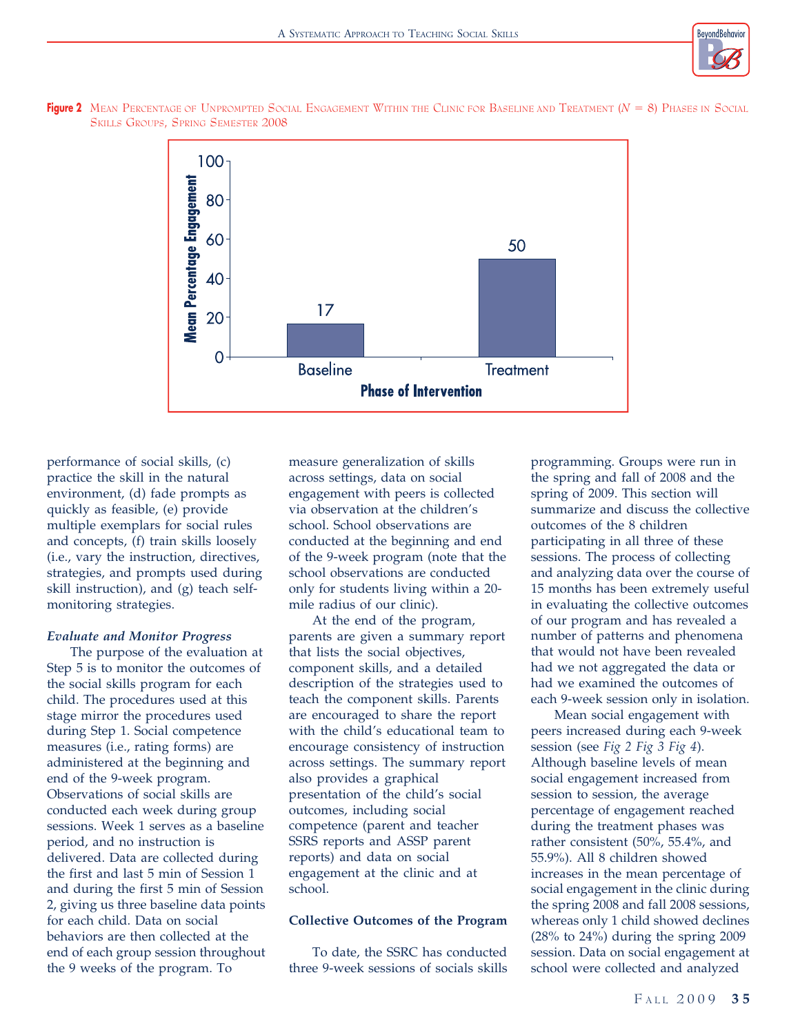**Figure 2** Mean Percentage of Unprompted Social Engagement Within the Clinic for Baseline and Treatment ($N$ = 8) Phases in Social Skills Groups, Spring Semester 2008

| Phase of Intervention | Mean Percentage Engagement |
|---|---|
| Baseline | 17 |
| Treatment | 50 |

performance of social skills, (c) practice the skill in the natural environment, (d) fade prompts as quickly as feasible, (e) provide multiple exemplars for social rules and concepts, (f) train skills loosely (i.e., vary the instruction, directives, strategies, and prompts used during skill instruction), and (g) teach self-monitoring strategies.

***Evaluate and Monitor Progress***

The purpose of the evaluation at Step 5 is to monitor the outcomes of the social skills program for each child. The procedures used at this stage mirror the procedures used during Step 1. Social competence measures (i.e., rating forms) are administered at the beginning and end of the 9-week program. Observations of social skills are conducted each week during group sessions. Week 1 serves as a baseline period, and no instruction is delivered. Data are collected during the first and last 5 min of Session 1 and during the first 5 min of Session 2, giving us three baseline data points for each child. Data on social behaviors are then collected at the end of each group session throughout the 9 weeks of the program. To measure generalization of skills across settings, data on social engagement with peers is collected via observation at the children's school. School observations are conducted at the beginning and end of the 9-week program (note that the school observations are conducted only for students living within a 20-mile radius of our clinic).

At the end of the program, parents are given a summary report that lists the social objectives, component skills, and a detailed description of the strategies used to teach the component skills. Parents are encouraged to share the report with the child's educational team to encourage consistency of instruction across settings. The summary report also provides a graphical presentation of the child's social outcomes, including social competence (parent and teacher SSRS reports and ASSP parent reports) and data on social engagement at the clinic and at school.

**Collective Outcomes of the Program**

To date, the SSRC has conducted three 9-week sessions of socials skills programming. Groups were run in the spring and fall of 2008 and the spring of 2009. This section will summarize and discuss the collective outcomes of the 8 children participating in all three of these sessions. The process of collecting and analyzing data over the course of 15 months has been extremely useful in evaluating the collective outcomes of our program and has revealed a number of patterns and phenomena that would not have been revealed had we not aggregated the data or had we examined the outcomes of each 9-week session only in isolation.

Mean social engagement with peers increased during each 9-week session (see *Fig 2 Fig 3 Fig 4*). Although baseline levels of mean social engagement increased from session to session, the average percentage of engagement reached during the treatment phases was rather consistent (50%, 55.4%, and 55.9%). All 8 children showed increases in the mean percentage of social engagement in the clinic during the spring 2008 and fall 2008 sessions, whereas only 1 child showed declines (28% to 24%) during the spring 2009 session. Data on social engagement at school were collected and analyzed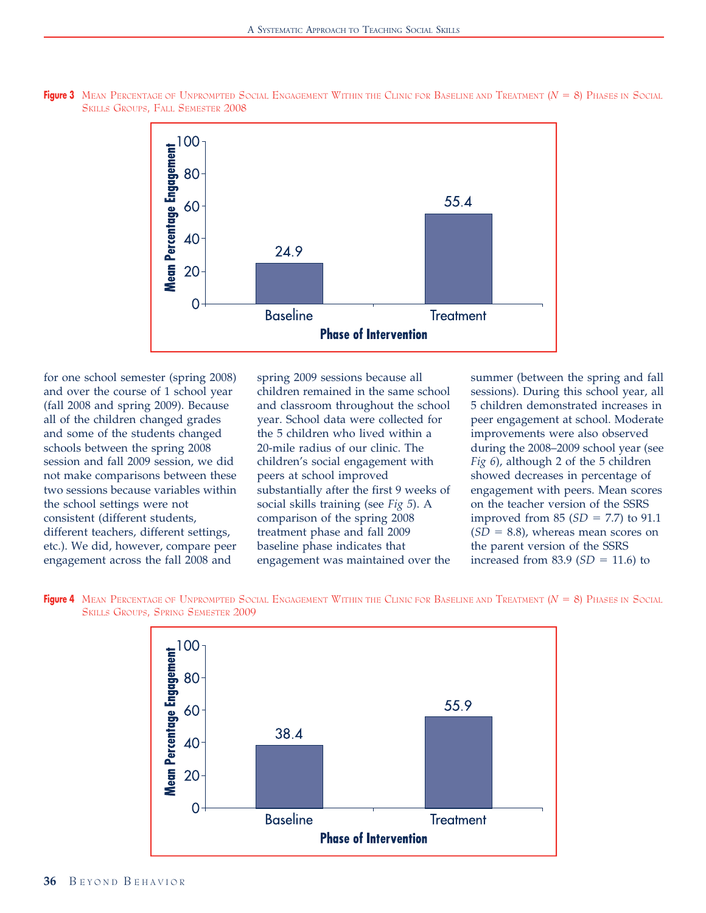**Figure 3** Mean Percentage of Unprompted Social Engagement Within the Clinic for Baseline and Treatment ($N = 8$) Phases in Social Skills Groups, Fall Semester 2008

| Phase of Intervention | Mean Percentage Engagement |
|---|---|
| Baseline | 24.9 |
| Treatment | 55.4 |

for one school semester (spring 2008) and over the course of 1 school year (fall 2008 and spring 2009). Because all of the children changed grades and some of the students changed schools between the spring 2008 session and fall 2009 session, we did not make comparisons between these two sessions because variables within the school settings were not consistent (different students, different teachers, different settings, etc.). We did, however, compare peer engagement across the fall 2008 and spring 2009 sessions because all children remained in the same school and classroom throughout the school year. School data were collected for the 5 children who lived within a 20-mile radius of our clinic. The children's social engagement with peers at school improved substantially after the first 9 weeks of social skills training (see *Fig 5*). A comparison of the spring 2008 treatment phase and fall 2009 baseline phase indicates that engagement was maintained over the summer (between the spring and fall sessions). During this school year, all 5 children demonstrated increases in peer engagement at school. Moderate improvements were also observed during the 2008–2009 school year (see *Fig 6*), although 2 of the 5 children showed decreases in percentage of engagement with peers. Mean scores on the teacher version of the SSRS improved from 85 ($SD$ = 7.7) to 91.1 ($SD$ = 8.8), whereas mean scores on the parent version of the SSRS increased from 83.9 ($SD$ = 11.6) to

**Figure 4** Mean Percentage of Unprompted Social Engagement Within the Clinic for Baseline and Treatment ($N = 8$) Phases in Social Skills Groups, Spring Semester 2009

| Phase of Intervention | Mean Percentage Engagement |
|---|---|
| Baseline | 38.4 |
| Treatment | 55.9 |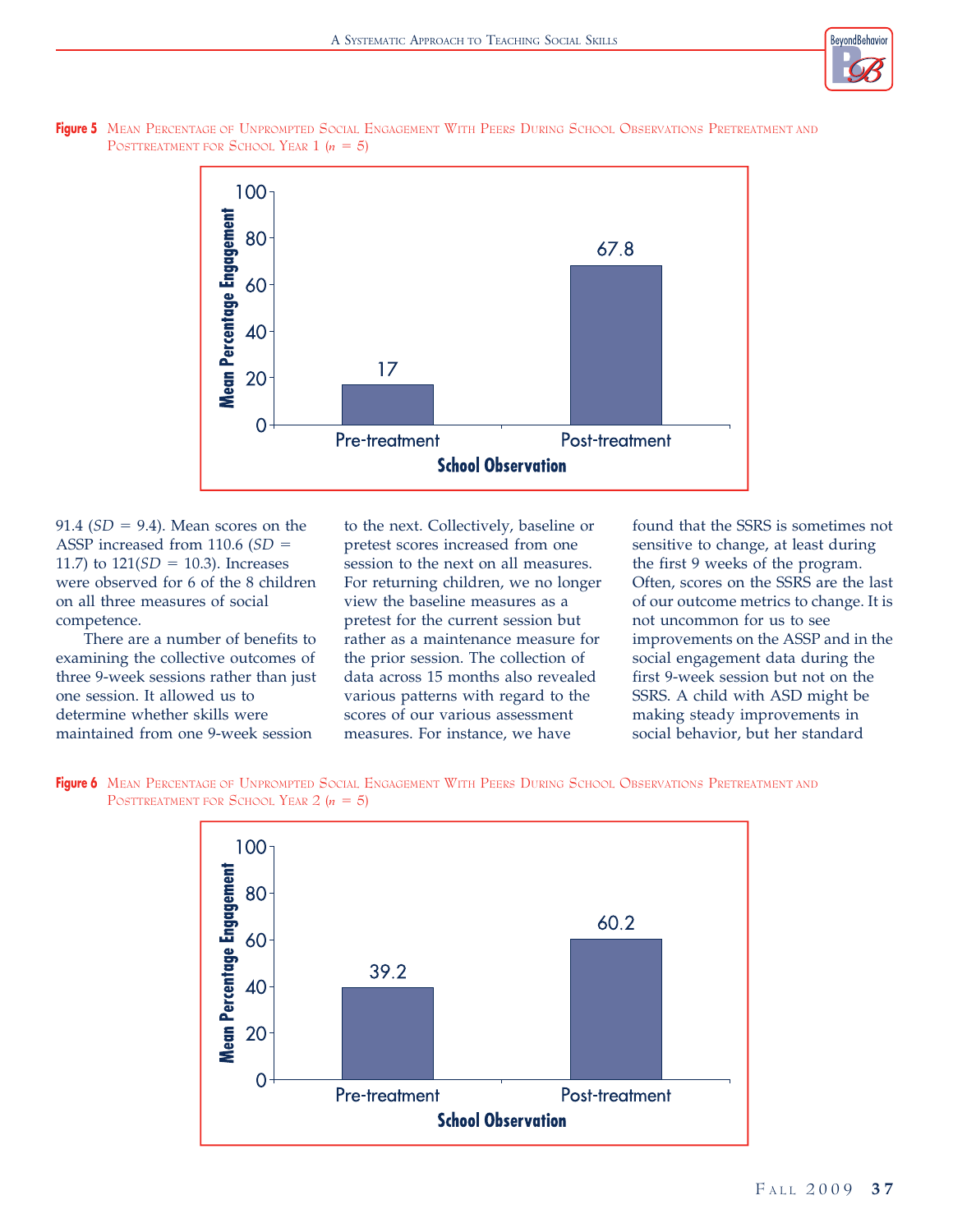**Figure 5** Mean Percentage of Unprompted Social Engagement With Peers During School Observations Pretreatment and Posttreatment for School Year 1 ($n$ = 5)

| School Observation | Mean Percentage Engagement |
|---|---|
| Pre-treatment | 17 |
| Post-treatment | 67.8 |

91.4 (*SD* = 9.4). Mean scores on the ASSP increased from 110.6 (*SD* = 11.7) to 121(*SD* = 10.3). Increases were observed for 6 of the 8 children on all three measures of social competence.

There are a number of benefits to examining the collective outcomes of three 9-week sessions rather than just one session. It allowed us to determine whether skills were maintained from one 9-week session to the next. Collectively, baseline or pretest scores increased from one session to the next on all measures. For returning children, we no longer view the baseline measures as a pretest for the current session but rather as a maintenance measure for the prior session. The collection of data across 15 months also revealed various patterns with regard to the scores of our various assessment measures. For instance, we have found that the SSRS is sometimes not sensitive to change, at least during the first 9 weeks of the program. Often, scores on the SSRS are the last of our outcome metrics to change. It is not uncommon for us to see improvements on the ASSP and in the social engagement data during the first 9-week session but not on the SSRS. A child with ASD might be making steady improvements in social behavior, but her standard

**Figure 6** Mean Percentage of Unprompted Social Engagement With Peers During School Observations Pretreatment and Posttreatment for School Year 2 ($n$ = 5)

| School Observation | Mean Percentage Engagement |
|---|---|
| Pre-treatment | 39.2 |
| Post-treatment | 60.2 |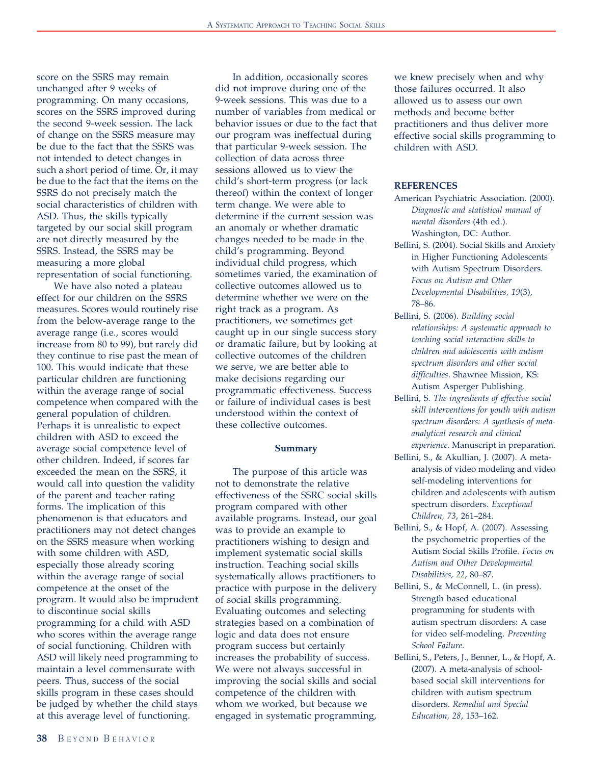score on the SSRS may remain unchanged after 9 weeks of programming. On many occasions, scores on the SSRS improved during the second 9-week session. The lack of change on the SSRS measure may be due to the fact that the SSRS was not intended to detect changes in such a short period of time. Or, it may be due to the fact that the items on the SSRS do not precisely match the social characteristics of children with ASD. Thus, the skills typically targeted by our social skill program are not directly measured by the SSRS. Instead, the SSRS may be measuring a more global representation of social functioning.

We have also noted a plateau effect for our children on the SSRS measures. Scores would routinely rise from the below-average range to the average range (i.e., scores would increase from 80 to 99), but rarely did they continue to rise past the mean of 100. This would indicate that these particular children are functioning within the average range of social competence when compared with the general population of children. Perhaps it is unrealistic to expect children with ASD to exceed the average social competence level of other children. Indeed, if scores far exceeded the mean on the SSRS, it would call into question the validity of the parent and teacher rating forms. The implication of this phenomenon is that educators and practitioners may not detect changes on the SSRS measure when working with some children with ASD, especially those already scoring within the average range of social competence at the onset of the program. It would also be imprudent to discontinue social skills programming for a child with ASD who scores within the average range of social functioning. Children with ASD will likely need programming to maintain a level commensurate with peers. Thus, success of the social skills program in these cases should be judged by whether the child stays at this average level of functioning.

In addition, occasionally scores did not improve during one of the 9-week sessions. This was due to a number of variables from medical or behavior issues or due to the fact that our program was ineffectual during that particular 9-week session. The collection of data across three sessions allowed us to view the child's short-term progress (or lack thereof) within the context of longer term change. We were able to determine if the current session was an anomaly or whether dramatic changes needed to be made in the child's programming. Beyond individual child progress, which sometimes varied, the examination of collective outcomes allowed us to determine whether we were on the right track as a program. As practitioners, we sometimes get caught up in our single success story or dramatic failure, but by looking at collective outcomes of the children we serve, we are better able to make decisions regarding our programmatic effectiveness. Success or failure of individual cases is best understood within the context of these collective outcomes.

## Summary

The purpose of this article was not to demonstrate the relative effectiveness of the SSRC social skills program compared with other available programs. Instead, our goal was to provide an example to practitioners wishing to design and implement systematic social skills instruction. Teaching social skills systematically allows practitioners to practice with purpose in the delivery of social skills programming. Evaluating outcomes and selecting strategies based on a combination of logic and data does not ensure program success but certainly increases the probability of success. We were not always successful in improving the social skills and social competence of the children with whom we worked, but because we engaged in systematic programming, we knew precisely when and why those failures occurred. It also allowed us to assess our own methods and become better practitioners and thus deliver more effective social skills programming to children with ASD.

## REFERENCES

American Psychiatric Association. (2000). *Diagnostic and statistical manual of mental disorders* (4th ed.). Washington, DC: Author.

Bellini, S. (2004). Social Skills and Anxiety in Higher Functioning Adolescents with Autism Spectrum Disorders. *Focus on Autism and Other Developmental Disabilities, 19*(3), 78–86.

Bellini, S. (2006). *Building social relationships: A systematic approach to teaching social interaction skills to children and adolescents with autism spectrum disorders and other social difficulties*. Shawnee Mission, KS: Autism Asperger Publishing.

Bellini, S. *The ingredients of effective social skill interventions for youth with autism spectrum disorders: A synthesis of meta-analytical research and clinical experience*. Manuscript in preparation.

Bellini, S., & Akullian, J. (2007). A meta-analysis of video modeling and video self-modeling interventions for children and adolescents with autism spectrum disorders. *Exceptional Children, 73*, 261–284.

Bellini, S., & Hopf, A. (2007). Assessing the psychometric properties of the Autism Social Skills Profile. *Focus on Autism and Other Developmental Disabilities, 22*, 80–87.

Bellini, S., & McConnell, L. (in press). Strength based educational programming for students with autism spectrum disorders: A case for video self-modeling. *Preventing School Failure*.

Bellini, S., Peters, J., Benner, L., & Hopf, A. (2007). A meta-analysis of school-based social skill interventions for children with autism spectrum disorders. *Remedial and Special Education, 28*, 153–162.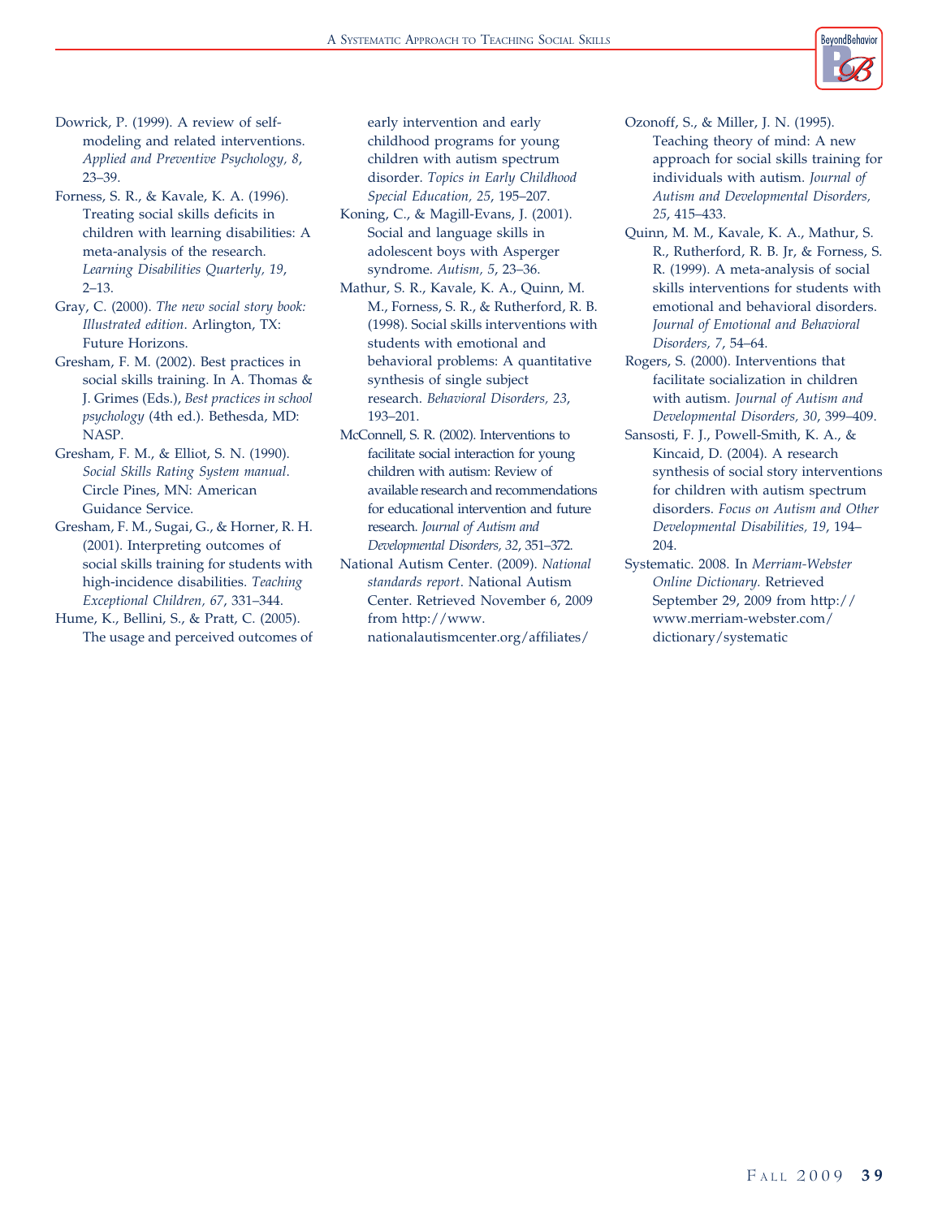Dowrick, P. (1999). A review of self-modeling and related interventions. *Applied and Preventive Psychology, 8*, 23–39.

Forness, S. R., & Kavale, K. A. (1996). Treating social skills deficits in children with learning disabilities: A meta-analysis of the research. *Learning Disabilities Quarterly, 19*, 2–13.

Gray, C. (2000). *The new social story book: Illustrated edition*. Arlington, TX: Future Horizons.

Gresham, F. M. (2002). Best practices in social skills training. In A. Thomas & J. Grimes (Eds.), *Best practices in school psychology* (4th ed.). Bethesda, MD: NASP.

Gresham, F. M., & Elliot, S. N. (1990). *Social Skills Rating System manual*. Circle Pines, MN: American Guidance Service.

Gresham, F. M., Sugai, G., & Horner, R. H. (2001). Interpreting outcomes of social skills training for students with high-incidence disabilities. *Teaching Exceptional Children, 67*, 331–344.

Hume, K., Bellini, S., & Pratt, C. (2005). The usage and perceived outcomes of early intervention and early childhood programs for young children with autism spectrum disorder. *Topics in Early Childhood Special Education, 25*, 195–207.

Koning, C., & Magill-Evans, J. (2001). Social and language skills in adolescent boys with Asperger syndrome. *Autism, 5*, 23–36.

Mathur, S. R., Kavale, K. A., Quinn, M. M., Forness, S. R., & Rutherford, R. B. (1998). Social skills interventions with students with emotional and behavioral problems: A quantitative synthesis of single subject research. *Behavioral Disorders, 23*, 193–201.

McConnell, S. R. (2002). Interventions to facilitate social interaction for young children with autism: Review of available research and recommendations for educational intervention and future research. *Journal of Autism and Developmental Disorders, 32*, 351–372.

National Autism Center. (2009). *National standards report*. National Autism Center. Retrieved November 6, 2009 from http://www.nationalautismcenter.org/affiliates/

Ozonoff, S., & Miller, J. N. (1995). Teaching theory of mind: A new approach for social skills training for individuals with autism. *Journal of Autism and Developmental Disorders, 25*, 415–433.

Quinn, M. M., Kavale, K. A., Mathur, S. R., Rutherford, R. B. Jr, & Forness, S. R. (1999). A meta-analysis of social skills interventions for students with emotional and behavioral disorders. *Journal of Emotional and Behavioral Disorders, 7*, 54–64.

Rogers, S. (2000). Interventions that facilitate socialization in children with autism. *Journal of Autism and Developmental Disorders, 30*, 399–409.

Sansosti, F. J., Powell-Smith, K. A., & Kincaid, D. (2004). A research synthesis of social story interventions for children with autism spectrum disorders. *Focus on Autism and Other Developmental Disabilities, 19*, 194–204.

Systematic. 2008. In *Merriam-Webster Online Dictionary.* Retrieved September 29, 2009 from http://www.merriam-webster.com/dictionary/systematic